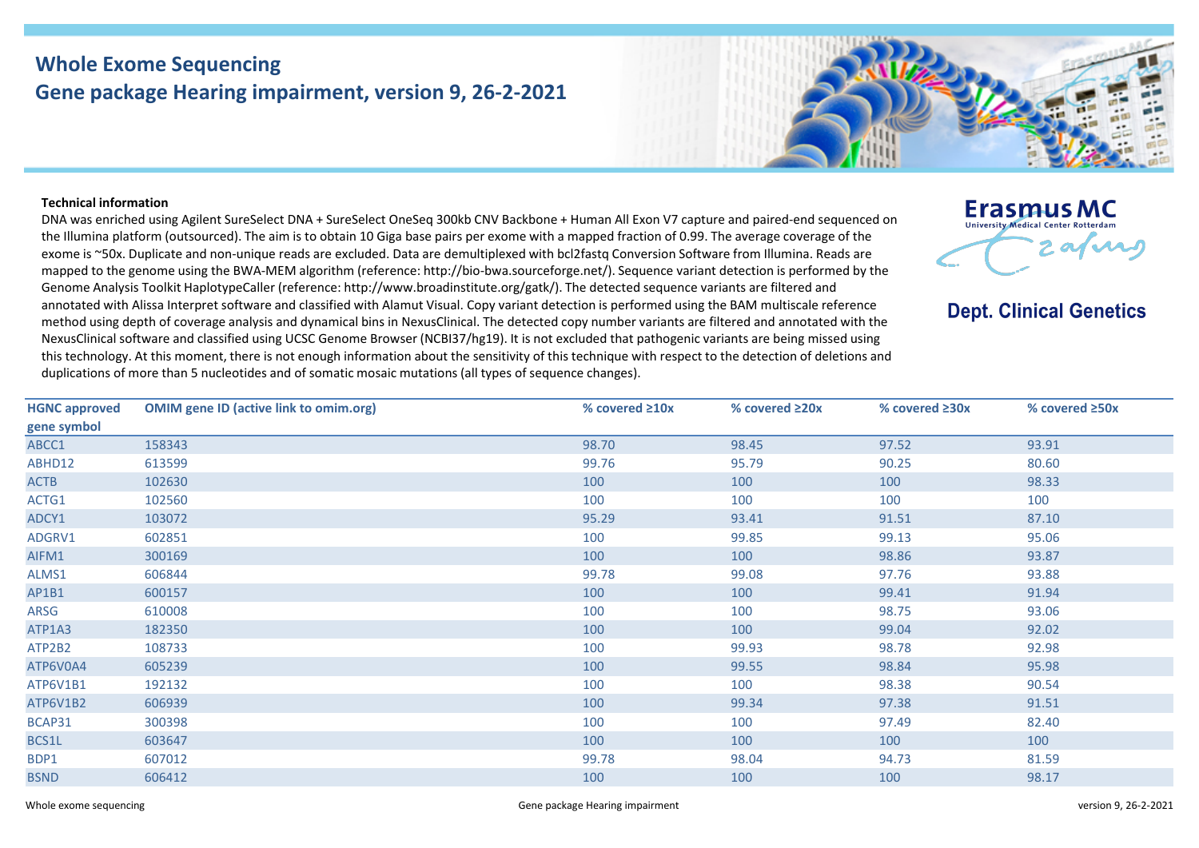# Whole Exome Sequencing
## Gene package Hearing impairment, version 9, 26-2-2021

Erasmus MC
University Medical Center Rotterdam

**Dept. Clinical Genetics**

**Technical information**

DNA was enriched using Agilent SureSelect DNA + SureSelect OneSeq 300kb CNV Backbone + Human All Exon V7 capture and paired-end sequenced on the Illumina platform (outsourced). The aim is to obtain 10 Giga base pairs per exome with a mapped fraction of 0.99. The average coverage of the exome is ~50x. Duplicate and non-unique reads are excluded. Data are demultiplexed with bcl2fastq Conversion Software from Illumina. Reads are mapped to the genome using the BWA-MEM algorithm (reference: http://bio-bwa.sourceforge.net/). Sequence variant detection is performed by the Genome Analysis Toolkit HaplotypeCaller (reference: http://www.broadinstitute.org/gatk/). The detected sequence variants are filtered and annotated with Alissa Interpret software and classified with Alamut Visual. Copy variant detection is performed using the BAM multiscale reference method using depth of coverage analysis and dynamical bins in NexusClinical. The detected copy number variants are filtered and annotated with the NexusClinical software and classified using UCSC Genome Browser (NCBI37/hg19). It is not excluded that pathogenic variants are being missed using this technology. At this moment, there is not enough information about the sensitivity of this technique with respect to the detection of deletions and duplications of more than 5 nucleotides and of somatic mosaic mutations (all types of sequence changes).

| HGNC approved gene symbol | OMIM gene ID (active link to omim.org) | % covered ≥10x | % covered ≥20x | % covered ≥30x | % covered ≥50x |
|---|---|---|---|---|---|
| ABCC1 | 158343 | 98.70 | 98.45 | 97.52 | 93.91 |
| ABHD12 | 613599 | 99.76 | 95.79 | 90.25 | 80.60 |
| ACTB | 102630 | 100 | 100 | 100 | 98.33 |
| ACTG1 | 102560 | 100 | 100 | 100 | 100 |
| ADCY1 | 103072 | 95.29 | 93.41 | 91.51 | 87.10 |
| ADGRV1 | 602851 | 100 | 99.85 | 99.13 | 95.06 |
| AIFM1 | 300169 | 100 | 100 | 98.86 | 93.87 |
| ALMS1 | 606844 | 99.78 | 99.08 | 97.76 | 93.88 |
| AP1B1 | 600157 | 100 | 100 | 99.41 | 91.94 |
| ARSG | 610008 | 100 | 100 | 98.75 | 93.06 |
| ATP1A3 | 182350 | 100 | 100 | 99.04 | 92.02 |
| ATP2B2 | 108733 | 100 | 99.93 | 98.78 | 92.98 |
| ATP6V0A4 | 605239 | 100 | 99.55 | 98.84 | 95.98 |
| ATP6V1B1 | 192132 | 100 | 100 | 98.38 | 90.54 |
| ATP6V1B2 | 606939 | 100 | 99.34 | 97.38 | 91.51 |
| BCAP31 | 300398 | 100 | 100 | 97.49 | 82.40 |
| BCS1L | 603647 | 100 | 100 | 100 | 100 |
| BDP1 | 607012 | 99.78 | 98.04 | 94.73 | 81.59 |
| BSND | 606412 | 100 | 100 | 100 | 98.17 |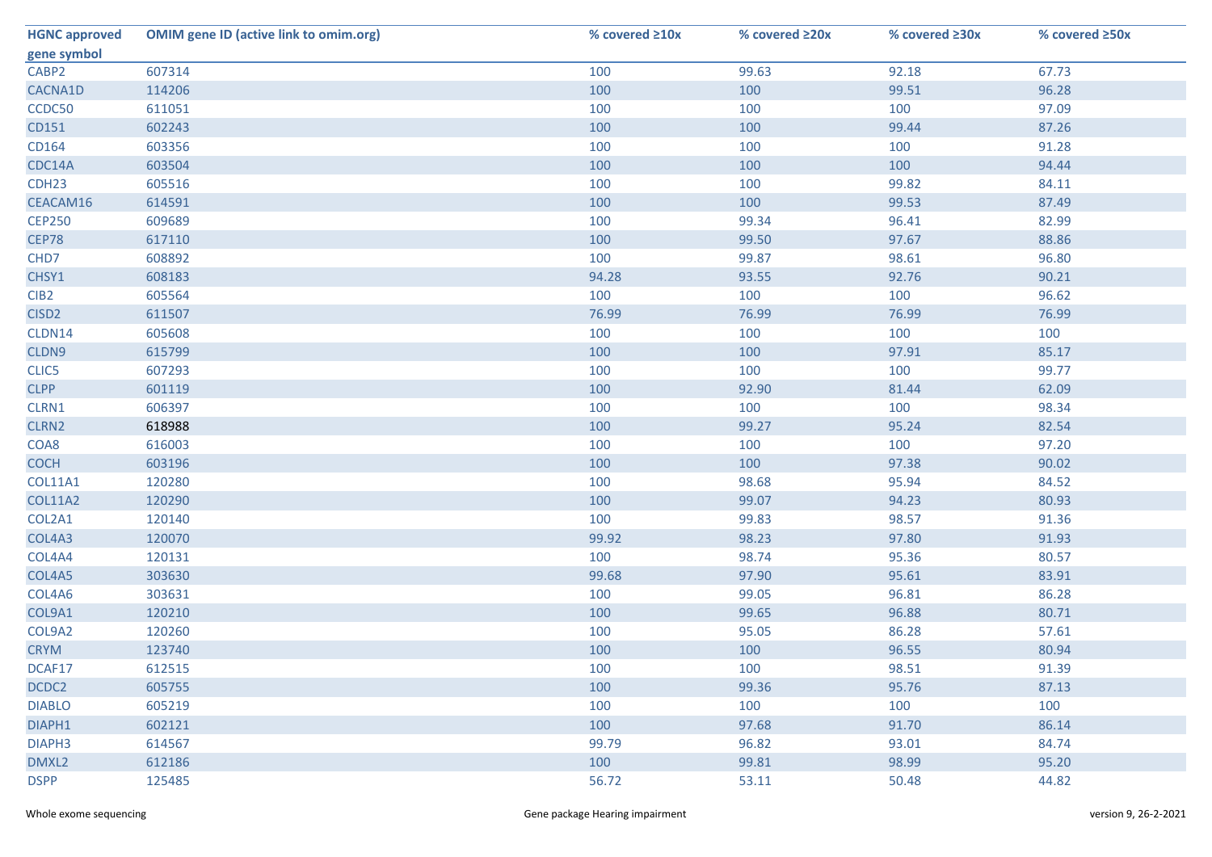| HGNC approved gene symbol | OMIM gene ID (active link to omim.org) | % covered ≥10x | % covered ≥20x | % covered ≥30x | % covered ≥50x |
|---|---|---|---|---|---|
| CABP2 | 607314 | 100 | 99.63 | 92.18 | 67.73 |
| CACNA1D | 114206 | 100 | 100 | 99.51 | 96.28 |
| CCDC50 | 611051 | 100 | 100 | 100 | 97.09 |
| CD151 | 602243 | 100 | 100 | 99.44 | 87.26 |
| CD164 | 603356 | 100 | 100 | 100 | 91.28 |
| CDC14A | 603504 | 100 | 100 | 100 | 94.44 |
| CDH23 | 605516 | 100 | 100 | 99.82 | 84.11 |
| CEACAM16 | 614591 | 100 | 100 | 99.53 | 87.49 |
| CEP250 | 609689 | 100 | 99.34 | 96.41 | 82.99 |
| CEP78 | 617110 | 100 | 99.50 | 97.67 | 88.86 |
| CHD7 | 608892 | 100 | 99.87 | 98.61 | 96.80 |
| CHSY1 | 608183 | 94.28 | 93.55 | 92.76 | 90.21 |
| CIB2 | 605564 | 100 | 100 | 100 | 96.62 |
| CISD2 | 611507 | 76.99 | 76.99 | 76.99 | 76.99 |
| CLDN14 | 605608 | 100 | 100 | 100 | 100 |
| CLDN9 | 615799 | 100 | 100 | 97.91 | 85.17 |
| CLIC5 | 607293 | 100 | 100 | 100 | 99.77 |
| CLPP | 601119 | 100 | 92.90 | 81.44 | 62.09 |
| CLRN1 | 606397 | 100 | 100 | 100 | 98.34 |
| CLRN2 | 618988 | 100 | 99.27 | 95.24 | 82.54 |
| COA8 | 616003 | 100 | 100 | 100 | 97.20 |
| COCH | 603196 | 100 | 100 | 97.38 | 90.02 |
| COL11A1 | 120280 | 100 | 98.68 | 95.94 | 84.52 |
| COL11A2 | 120290 | 100 | 99.07 | 94.23 | 80.93 |
| COL2A1 | 120140 | 100 | 99.83 | 98.57 | 91.36 |
| COL4A3 | 120070 | 99.92 | 98.23 | 97.80 | 91.93 |
| COL4A4 | 120131 | 100 | 98.74 | 95.36 | 80.57 |
| COL4A5 | 303630 | 99.68 | 97.90 | 95.61 | 83.91 |
| COL4A6 | 303631 | 100 | 99.05 | 96.81 | 86.28 |
| COL9A1 | 120210 | 100 | 99.65 | 96.88 | 80.71 |
| COL9A2 | 120260 | 100 | 95.05 | 86.28 | 57.61 |
| CRYM | 123740 | 100 | 100 | 96.55 | 80.94 |
| DCAF17 | 612515 | 100 | 100 | 98.51 | 91.39 |
| DCDC2 | 605755 | 100 | 99.36 | 95.76 | 87.13 |
| DIABLO | 605219 | 100 | 100 | 100 | 100 |
| DIAPH1 | 602121 | 100 | 97.68 | 91.70 | 86.14 |
| DIAPH3 | 614567 | 99.79 | 96.82 | 93.01 | 84.74 |
| DMXL2 | 612186 | 100 | 99.81 | 98.99 | 95.20 |
| DSPP | 125485 | 56.72 | 53.11 | 50.48 | 44.82 |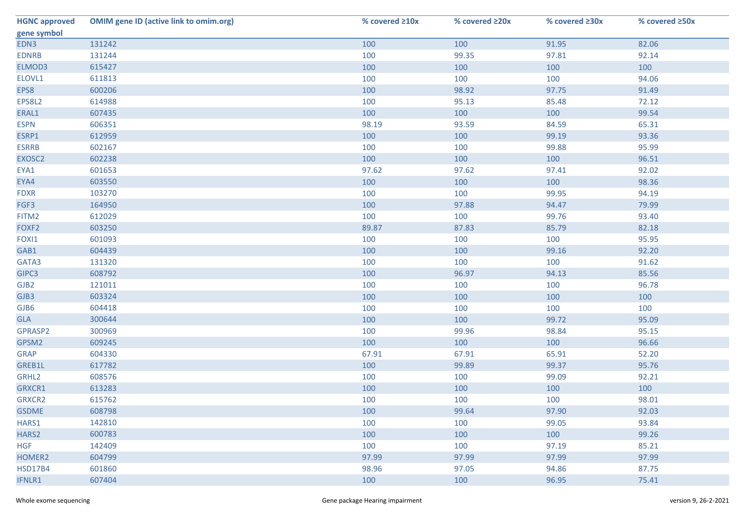| HGNC approved gene symbol | OMIM gene ID (active link to omim.org) | % covered ≥10x | % covered ≥20x | % covered ≥30x | % covered ≥50x |
|---|---|---|---|---|---|
| EDN3 | 131242 | 100 | 100 | 91.95 | 82.06 |
| EDNRB | 131244 | 100 | 99.35 | 97.81 | 92.14 |
| ELMOD3 | 615427 | 100 | 100 | 100 | 100 |
| ELOVL1 | 611813 | 100 | 100 | 100 | 94.06 |
| EPS8 | 600206 | 100 | 98.92 | 97.75 | 91.49 |
| EPS8L2 | 614988 | 100 | 95.13 | 85.48 | 72.12 |
| ERAL1 | 607435 | 100 | 100 | 100 | 99.54 |
| ESPN | 606351 | 98.19 | 93.59 | 84.59 | 65.31 |
| ESRP1 | 612959 | 100 | 100 | 99.19 | 93.36 |
| ESRRB | 602167 | 100 | 100 | 99.88 | 95.99 |
| EXOSC2 | 602238 | 100 | 100 | 100 | 96.51 |
| EYA1 | 601653 | 97.62 | 97.62 | 97.41 | 92.02 |
| EYA4 | 603550 | 100 | 100 | 100 | 98.36 |
| FDXR | 103270 | 100 | 100 | 99.95 | 94.19 |
| FGF3 | 164950 | 100 | 97.88 | 94.47 | 79.99 |
| FITM2 | 612029 | 100 | 100 | 99.76 | 93.40 |
| FOXF2 | 603250 | 89.87 | 87.83 | 85.79 | 82.18 |
| FOXI1 | 601093 | 100 | 100 | 100 | 95.95 |
| GAB1 | 604439 | 100 | 100 | 99.16 | 92.20 |
| GATA3 | 131320 | 100 | 100 | 100 | 91.62 |
| GIPC3 | 608792 | 100 | 96.97 | 94.13 | 85.56 |
| GJB2 | 121011 | 100 | 100 | 100 | 96.78 |
| GJB3 | 603324 | 100 | 100 | 100 | 100 |
| GJB6 | 604418 | 100 | 100 | 100 | 100 |
| GLA | 300644 | 100 | 100 | 99.72 | 95.09 |
| GPRASP2 | 300969 | 100 | 99.96 | 98.84 | 95.15 |
| GPSM2 | 609245 | 100 | 100 | 100 | 96.66 |
| GRAP | 604330 | 67.91 | 67.91 | 65.91 | 52.20 |
| GREB1L | 617782 | 100 | 99.89 | 99.37 | 95.76 |
| GRHL2 | 608576 | 100 | 100 | 99.09 | 92.21 |
| GRXCR1 | 613283 | 100 | 100 | 100 | 100 |
| GRXCR2 | 615762 | 100 | 100 | 100 | 98.01 |
| GSDME | 608798 | 100 | 99.64 | 97.90 | 92.03 |
| HARS1 | 142810 | 100 | 100 | 99.05 | 93.84 |
| HARS2 | 600783 | 100 | 100 | 100 | 99.26 |
| HGF | 142409 | 100 | 100 | 97.19 | 85.21 |
| HOMER2 | 604799 | 97.99 | 97.99 | 97.99 | 97.99 |
| HSD17B4 | 601860 | 98.96 | 97.05 | 94.86 | 87.75 |
| IFNLR1 | 607404 | 100 | 100 | 96.95 | 75.41 |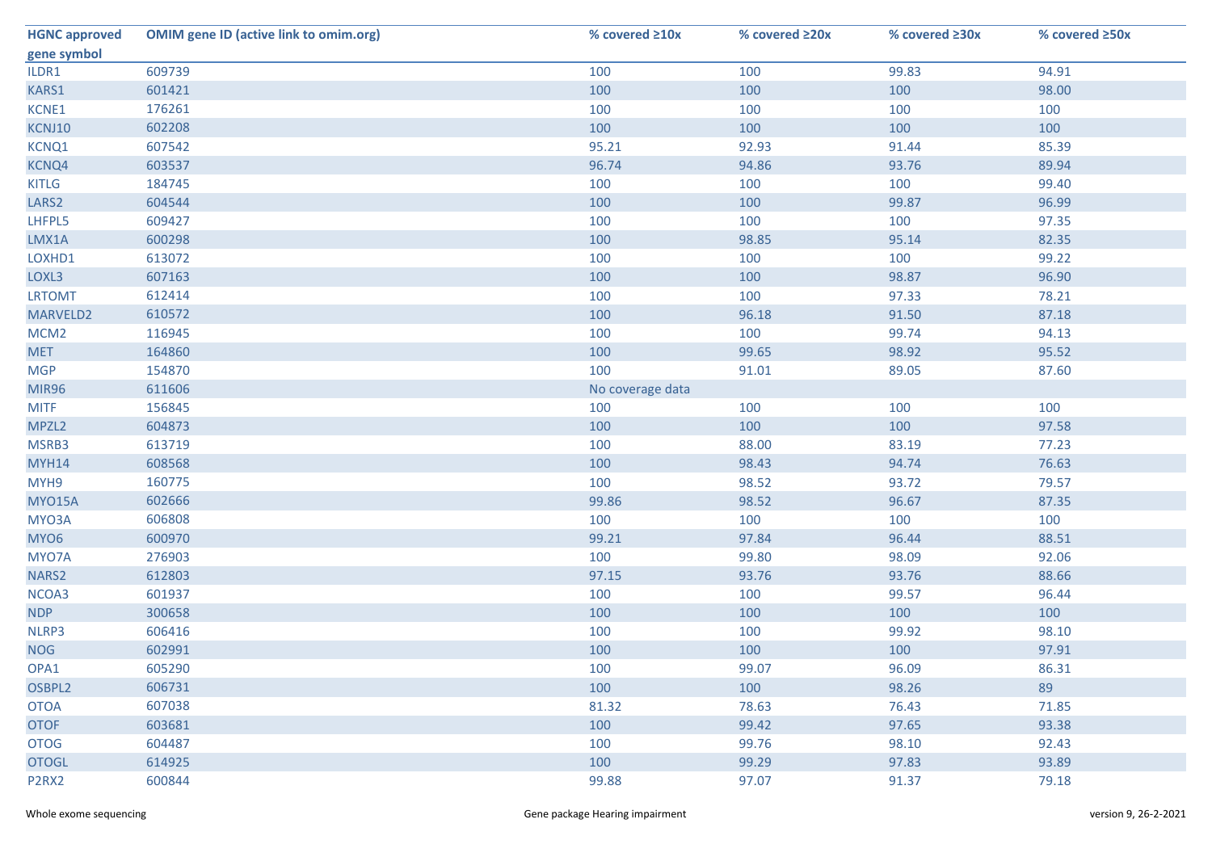| HGNC approved gene symbol | OMIM gene ID (active link to omim.org) | % covered ≥10x | % covered ≥20x | % covered ≥30x | % covered ≥50x |
|---|---|---|---|---|---|
| ILDR1 | 609739 | 100 | 100 | 99.83 | 94.91 |
| KARS1 | 601421 | 100 | 100 | 100 | 98.00 |
| KCNE1 | 176261 | 100 | 100 | 100 | 100 |
| KCNJ10 | 602208 | 100 | 100 | 100 | 100 |
| KCNQ1 | 607542 | 95.21 | 92.93 | 91.44 | 85.39 |
| KCNQ4 | 603537 | 96.74 | 94.86 | 93.76 | 89.94 |
| KITLG | 184745 | 100 | 100 | 100 | 99.40 |
| LARS2 | 604544 | 100 | 100 | 99.87 | 96.99 |
| LHFPL5 | 609427 | 100 | 100 | 100 | 97.35 |
| LMX1A | 600298 | 100 | 98.85 | 95.14 | 82.35 |
| LOXHD1 | 613072 | 100 | 100 | 100 | 99.22 |
| LOXL3 | 607163 | 100 | 100 | 98.87 | 96.90 |
| LRTOMT | 612414 | 100 | 100 | 97.33 | 78.21 |
| MARVELD2 | 610572 | 100 | 96.18 | 91.50 | 87.18 |
| MCM2 | 116945 | 100 | 100 | 99.74 | 94.13 |
| MET | 164860 | 100 | 99.65 | 98.92 | 95.52 |
| MGP | 154870 | 100 | 91.01 | 89.05 | 87.60 |
| MIR96 | 611606 | No coverage data | | | |
| MITF | 156845 | 100 | 100 | 100 | 100 |
| MPZL2 | 604873 | 100 | 100 | 100 | 97.58 |
| MSRB3 | 613719 | 100 | 88.00 | 83.19 | 77.23 |
| MYH14 | 608568 | 100 | 98.43 | 94.74 | 76.63 |
| MYH9 | 160775 | 100 | 98.52 | 93.72 | 79.57 |
| MYO15A | 602666 | 99.86 | 98.52 | 96.67 | 87.35 |
| MYO3A | 606808 | 100 | 100 | 100 | 100 |
| MYO6 | 600970 | 99.21 | 97.84 | 96.44 | 88.51 |
| MYO7A | 276903 | 100 | 99.80 | 98.09 | 92.06 |
| NARS2 | 612803 | 97.15 | 93.76 | 93.76 | 88.66 |
| NCOA3 | 601937 | 100 | 100 | 99.57 | 96.44 |
| NDP | 300658 | 100 | 100 | 100 | 100 |
| NLRP3 | 606416 | 100 | 100 | 99.92 | 98.10 |
| NOG | 602991 | 100 | 100 | 100 | 97.91 |
| OPA1 | 605290 | 100 | 99.07 | 96.09 | 86.31 |
| OSBPL2 | 606731 | 100 | 100 | 98.26 | 89 |
| OTOA | 607038 | 81.32 | 78.63 | 76.43 | 71.85 |
| OTOF | 603681 | 100 | 99.42 | 97.65 | 93.38 |
| OTOG | 604487 | 100 | 99.76 | 98.10 | 92.43 |
| OTOGL | 614925 | 100 | 99.29 | 97.83 | 93.89 |
| P2RX2 | 600844 | 99.88 | 97.07 | 91.37 | 79.18 |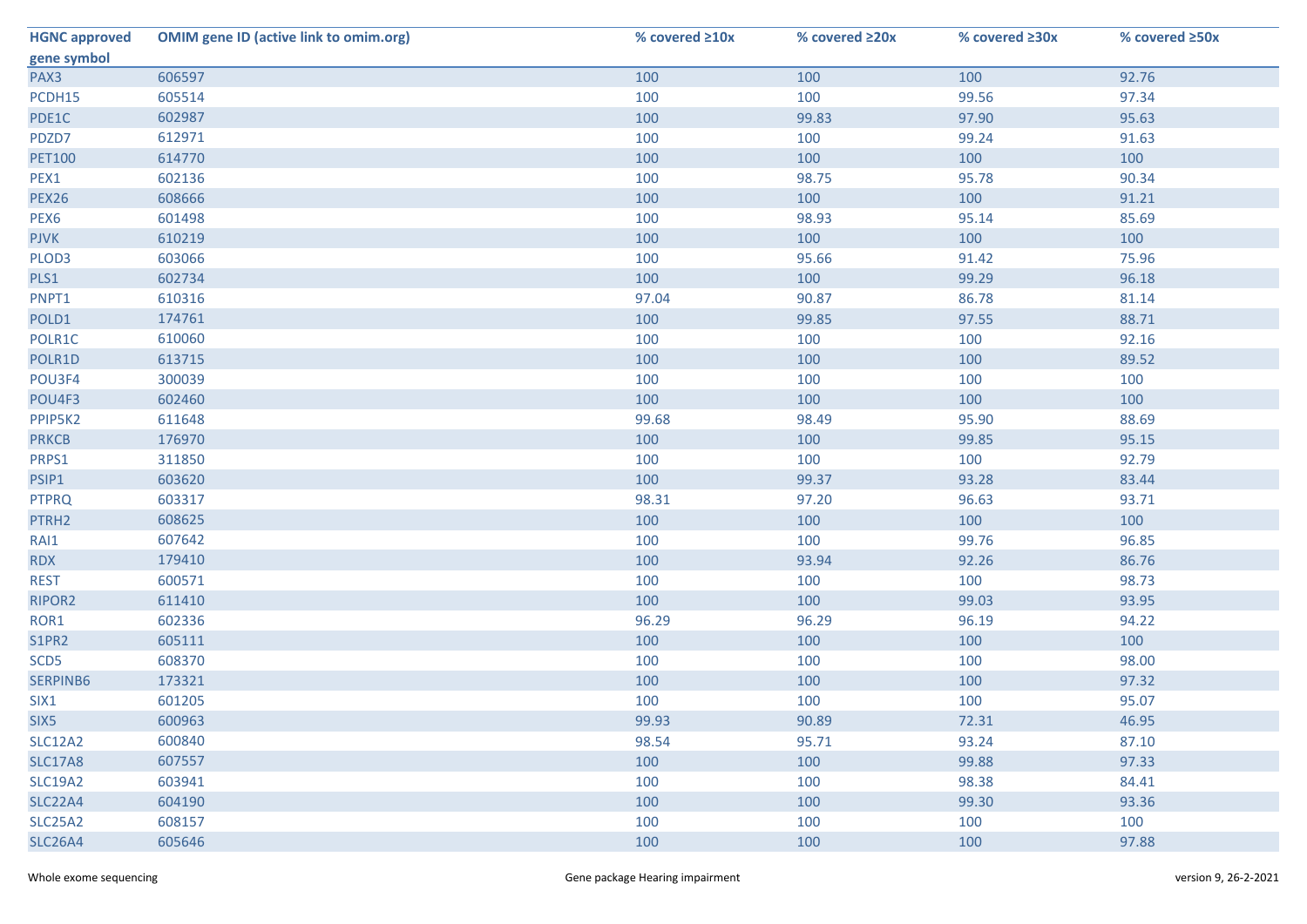| HGNC approved gene symbol | OMIM gene ID (active link to omim.org) | % covered ≥10x | % covered ≥20x | % covered ≥30x | % covered ≥50x |
|---|---|---|---|---|---|
| PAX3 | 606597 | 100 | 100 | 100 | 92.76 |
| PCDH15 | 605514 | 100 | 100 | 99.56 | 97.34 |
| PDE1C | 602987 | 100 | 99.83 | 97.90 | 95.63 |
| PDZD7 | 612971 | 100 | 100 | 99.24 | 91.63 |
| PET100 | 614770 | 100 | 100 | 100 | 100 |
| PEX1 | 602136 | 100 | 98.75 | 95.78 | 90.34 |
| PEX26 | 608666 | 100 | 100 | 100 | 91.21 |
| PEX6 | 601498 | 100 | 98.93 | 95.14 | 85.69 |
| PJVK | 610219 | 100 | 100 | 100 | 100 |
| PLOD3 | 603066 | 100 | 95.66 | 91.42 | 75.96 |
| PLS1 | 602734 | 100 | 100 | 99.29 | 96.18 |
| PNPT1 | 610316 | 97.04 | 90.87 | 86.78 | 81.14 |
| POLD1 | 174761 | 100 | 99.85 | 97.55 | 88.71 |
| POLR1C | 610060 | 100 | 100 | 100 | 92.16 |
| POLR1D | 613715 | 100 | 100 | 100 | 89.52 |
| POU3F4 | 300039 | 100 | 100 | 100 | 100 |
| POU4F3 | 602460 | 100 | 100 | 100 | 100 |
| PPIP5K2 | 611648 | 99.68 | 98.49 | 95.90 | 88.69 |
| PRKCB | 176970 | 100 | 100 | 99.85 | 95.15 |
| PRPS1 | 311850 | 100 | 100 | 100 | 92.79 |
| PSIP1 | 603620 | 100 | 99.37 | 93.28 | 83.44 |
| PTPRQ | 603317 | 98.31 | 97.20 | 96.63 | 93.71 |
| PTRH2 | 608625 | 100 | 100 | 100 | 100 |
| RAI1 | 607642 | 100 | 100 | 99.76 | 96.85 |
| RDX | 179410 | 100 | 93.94 | 92.26 | 86.76 |
| REST | 600571 | 100 | 100 | 100 | 98.73 |
| RIPOR2 | 611410 | 100 | 100 | 99.03 | 93.95 |
| ROR1 | 602336 | 96.29 | 96.29 | 96.19 | 94.22 |
| S1PR2 | 605111 | 100 | 100 | 100 | 100 |
| SCD5 | 608370 | 100 | 100 | 100 | 98.00 |
| SERPINB6 | 173321 | 100 | 100 | 100 | 97.32 |
| SIX1 | 601205 | 100 | 100 | 100 | 95.07 |
| SIX5 | 600963 | 99.93 | 90.89 | 72.31 | 46.95 |
| SLC12A2 | 600840 | 98.54 | 95.71 | 93.24 | 87.10 |
| SLC17A8 | 607557 | 100 | 100 | 99.88 | 97.33 |
| SLC19A2 | 603941 | 100 | 100 | 98.38 | 84.41 |
| SLC22A4 | 604190 | 100 | 100 | 99.30 | 93.36 |
| SLC25A2 | 608157 | 100 | 100 | 100 | 100 |
| SLC26A4 | 605646 | 100 | 100 | 100 | 97.88 |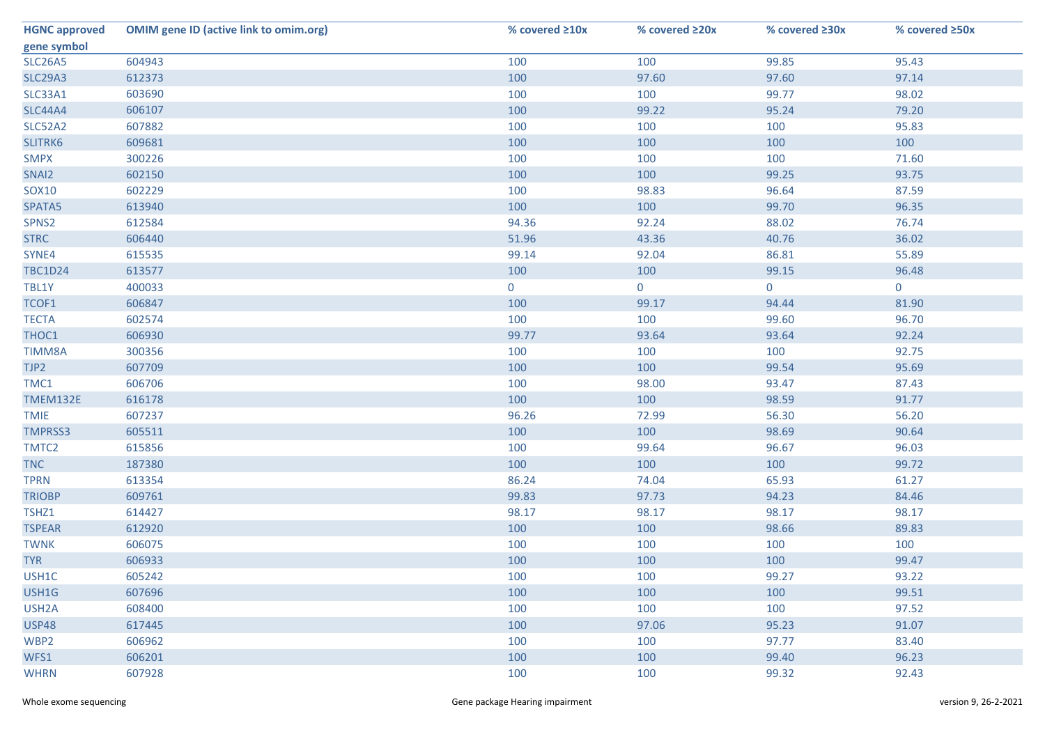| HGNC approved gene symbol | OMIM gene ID (active link to omim.org) | % covered ≥10x | % covered ≥20x | % covered ≥30x | % covered ≥50x |
|---|---|---|---|---|---|
| SLC26A5 | 604943 | 100 | 100 | 99.85 | 95.43 |
| SLC29A3 | 612373 | 100 | 97.60 | 97.60 | 97.14 |
| SLC33A1 | 603690 | 100 | 100 | 99.77 | 98.02 |
| SLC44A4 | 606107 | 100 | 99.22 | 95.24 | 79.20 |
| SLC52A2 | 607882 | 100 | 100 | 100 | 95.83 |
| SLITRK6 | 609681 | 100 | 100 | 100 | 100 |
| SMPX | 300226 | 100 | 100 | 100 | 71.60 |
| SNAI2 | 602150 | 100 | 100 | 99.25 | 93.75 |
| SOX10 | 602229 | 100 | 98.83 | 96.64 | 87.59 |
| SPATA5 | 613940 | 100 | 100 | 99.70 | 96.35 |
| SPNS2 | 612584 | 94.36 | 92.24 | 88.02 | 76.74 |
| STRC | 606440 | 51.96 | 43.36 | 40.76 | 36.02 |
| SYNE4 | 615535 | 99.14 | 92.04 | 86.81 | 55.89 |
| TBC1D24 | 613577 | 100 | 100 | 99.15 | 96.48 |
| TBL1Y | 400033 | 0 | 0 | 0 | 0 |
| TCOF1 | 606847 | 100 | 99.17 | 94.44 | 81.90 |
| TECTA | 602574 | 100 | 100 | 99.60 | 96.70 |
| THOC1 | 606930 | 99.77 | 93.64 | 93.64 | 92.24 |
| TIMM8A | 300356 | 100 | 100 | 100 | 92.75 |
| TJP2 | 607709 | 100 | 100 | 99.54 | 95.69 |
| TMC1 | 606706 | 100 | 98.00 | 93.47 | 87.43 |
| TMEM132E | 616178 | 100 | 100 | 98.59 | 91.77 |
| TMIE | 607237 | 96.26 | 72.99 | 56.30 | 56.20 |
| TMPRSS3 | 605511 | 100 | 100 | 98.69 | 90.64 |
| TMTC2 | 615856 | 100 | 99.64 | 96.67 | 96.03 |
| TNC | 187380 | 100 | 100 | 100 | 99.72 |
| TPRN | 613354 | 86.24 | 74.04 | 65.93 | 61.27 |
| TRIOBP | 609761 | 99.83 | 97.73 | 94.23 | 84.46 |
| TSHZ1 | 614427 | 98.17 | 98.17 | 98.17 | 98.17 |
| TSPEAR | 612920 | 100 | 100 | 98.66 | 89.83 |
| TWNK | 606075 | 100 | 100 | 100 | 100 |
| TYR | 606933 | 100 | 100 | 100 | 99.47 |
| USH1C | 605242 | 100 | 100 | 99.27 | 93.22 |
| USH1G | 607696 | 100 | 100 | 100 | 99.51 |
| USH2A | 608400 | 100 | 100 | 100 | 97.52 |
| USP48 | 617445 | 100 | 97.06 | 95.23 | 91.07 |
| WBP2 | 606962 | 100 | 100 | 97.77 | 83.40 |
| WFS1 | 606201 | 100 | 100 | 99.40 | 96.23 |
| WHRN | 607928 | 100 | 100 | 99.32 | 92.43 |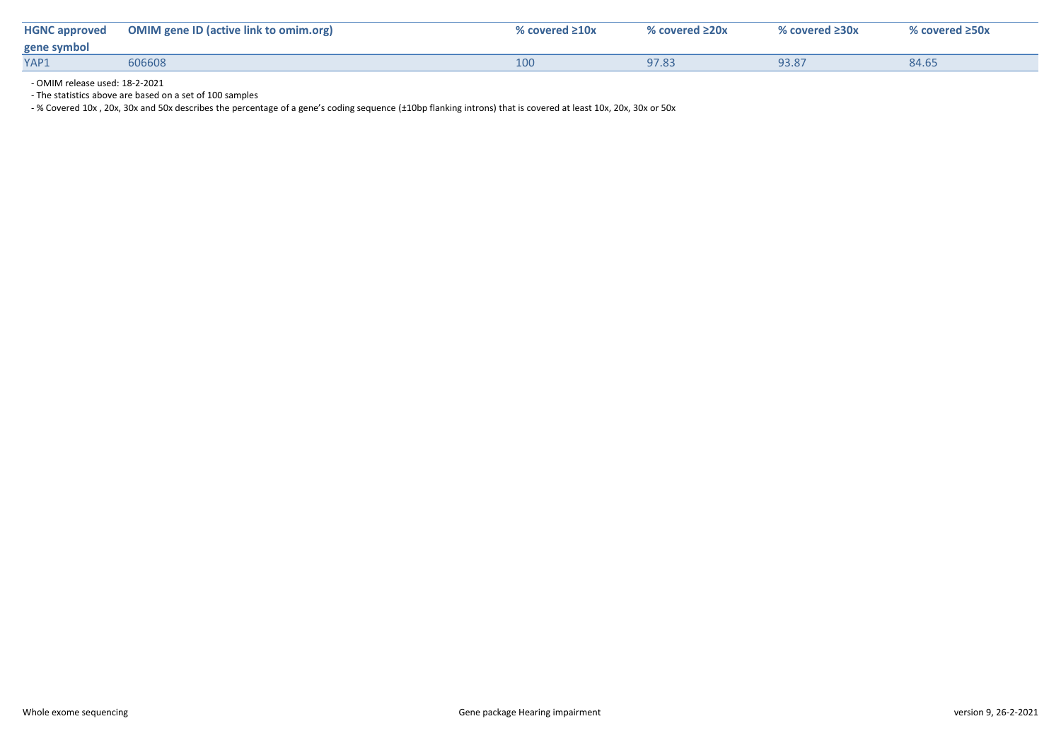| HGNC approved gene symbol | OMIM gene ID (active link to omim.org) | % covered ≥10x | % covered ≥20x | % covered ≥30x | % covered ≥50x |
| --- | --- | --- | --- | --- | --- |
| YAP1 | 606608 | 100 | 97.83 | 93.87 | 84.65 |

- OMIM release used: 18-2-2021
- The statistics above are based on a set of 100 samples
- % Covered 10x , 20x, 30x and 50x describes the percentage of a gene's coding sequence (±10bp flanking introns) that is covered at least 10x, 20x, 30x or 50x